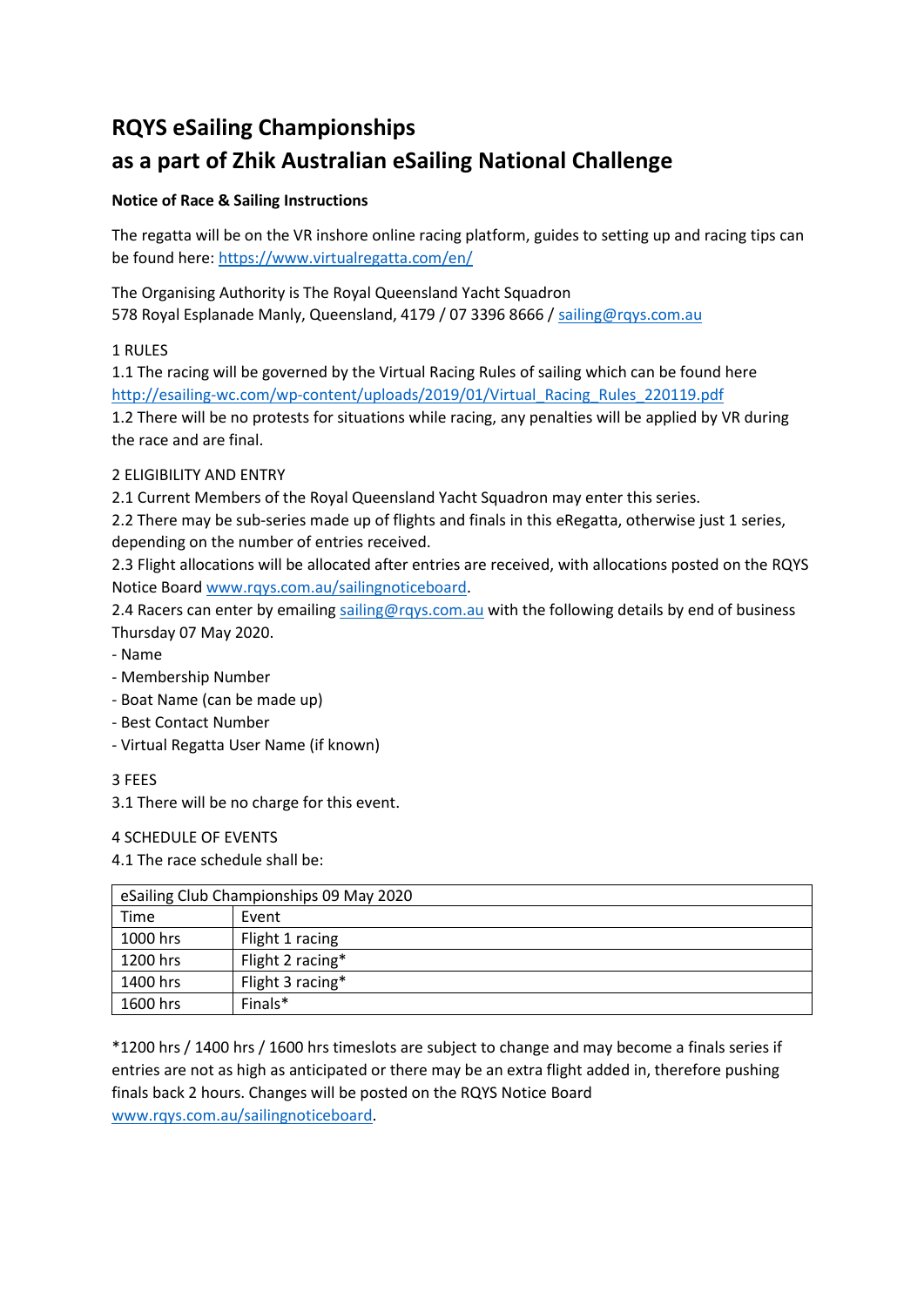# RQYS eSailing Championships
# as a part of Zhik Australian eSailing National Challenge

**Notice of Race & Sailing Instructions**

The regatta will be on the VR inshore online racing platform, guides to setting up and racing tips can be found here: https://www.virtualregatta.com/en/

The Organising Authority is The Royal Queensland Yacht Squadron
578 Royal Esplanade Manly, Queensland, 4179 / 07 3396 8666 / sailing@rqys.com.au

1 RULES

1.1 The racing will be governed by the Virtual Racing Rules of sailing which can be found here http://esailing-wc.com/wp-content/uploads/2019/01/Virtual_Racing_Rules_220119.pdf

1.2 There will be no protests for situations while racing, any penalties will be applied by VR during the race and are final.

2 ELIGIBILITY AND ENTRY

2.1 Current Members of the Royal Queensland Yacht Squadron may enter this series.

2.2 There may be sub-series made up of flights and finals in this eRegatta, otherwise just 1 series, depending on the number of entries received.

2.3 Flight allocations will be allocated after entries are received, with allocations posted on the RQYS Notice Board www.rqys.com.au/sailingnoticeboard.

2.4 Racers can enter by emailing sailing@rqys.com.au with the following details by end of business Thursday 07 May 2020.

- Name
- Membership Number
- Boat Name (can be made up)
- Best Contact Number
- Virtual Regatta User Name (if known)

3 FEES

3.1 There will be no charge for this event.

4 SCHEDULE OF EVENTS

4.1 The race schedule shall be:

| eSailing Club Championships 09 May 2020 | |
|---|---|
| Time | Event |
| 1000 hrs | Flight 1 racing |
| 1200 hrs | Flight 2 racing* |
| 1400 hrs | Flight 3 racing* |
| 1600 hrs | Finals* |

*1200 hrs / 1400 hrs / 1600 hrs timeslots are subject to change and may become a finals series if entries are not as high as anticipated or there may be an extra flight added in, therefore pushing finals back 2 hours. Changes will be posted on the RQYS Notice Board www.rqys.com.au/sailingnoticeboard.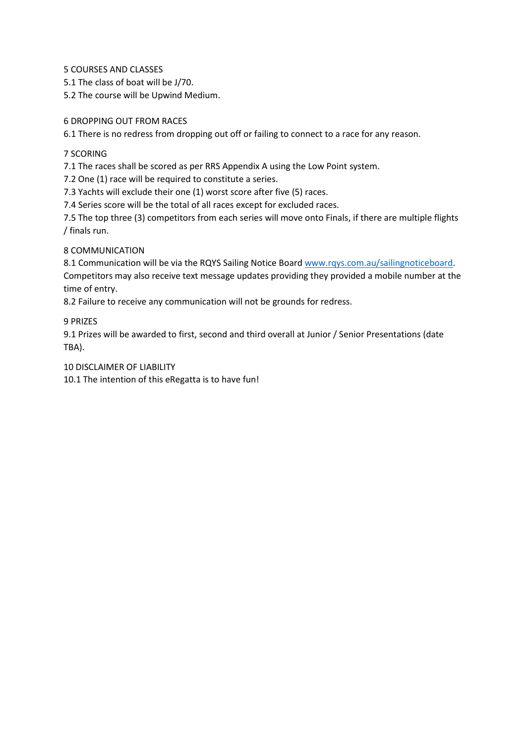## 5 COURSES AND CLASSES

5.1 The class of boat will be J/70.

5.2 The course will be Upwind Medium.

## 6 DROPPING OUT FROM RACES

6.1 There is no redress from dropping out off or failing to connect to a race for any reason.

## 7 SCORING

7.1 The races shall be scored as per RRS Appendix A using the Low Point system.

7.2 One (1) race will be required to constitute a series.

7.3 Yachts will exclude their one (1) worst score after five (5) races.

7.4 Series score will be the total of all races except for excluded races.

7.5 The top three (3) competitors from each series will move onto Finals, if there are multiple flights / finals run.

## 8 COMMUNICATION

8.1 Communication will be via the RQYS Sailing Notice Board [www.rqys.com.au/sailingnoticeboard](www.rqys.com.au/sailingnoticeboard). Competitors may also receive text message updates providing they provided a mobile number at the time of entry.

8.2 Failure to receive any communication will not be grounds for redress.

## 9 PRIZES

9.1 Prizes will be awarded to first, second and third overall at Junior / Senior Presentations (date TBA).

## 10 DISCLAIMER OF LIABILITY

10.1 The intention of this eRegatta is to have fun!